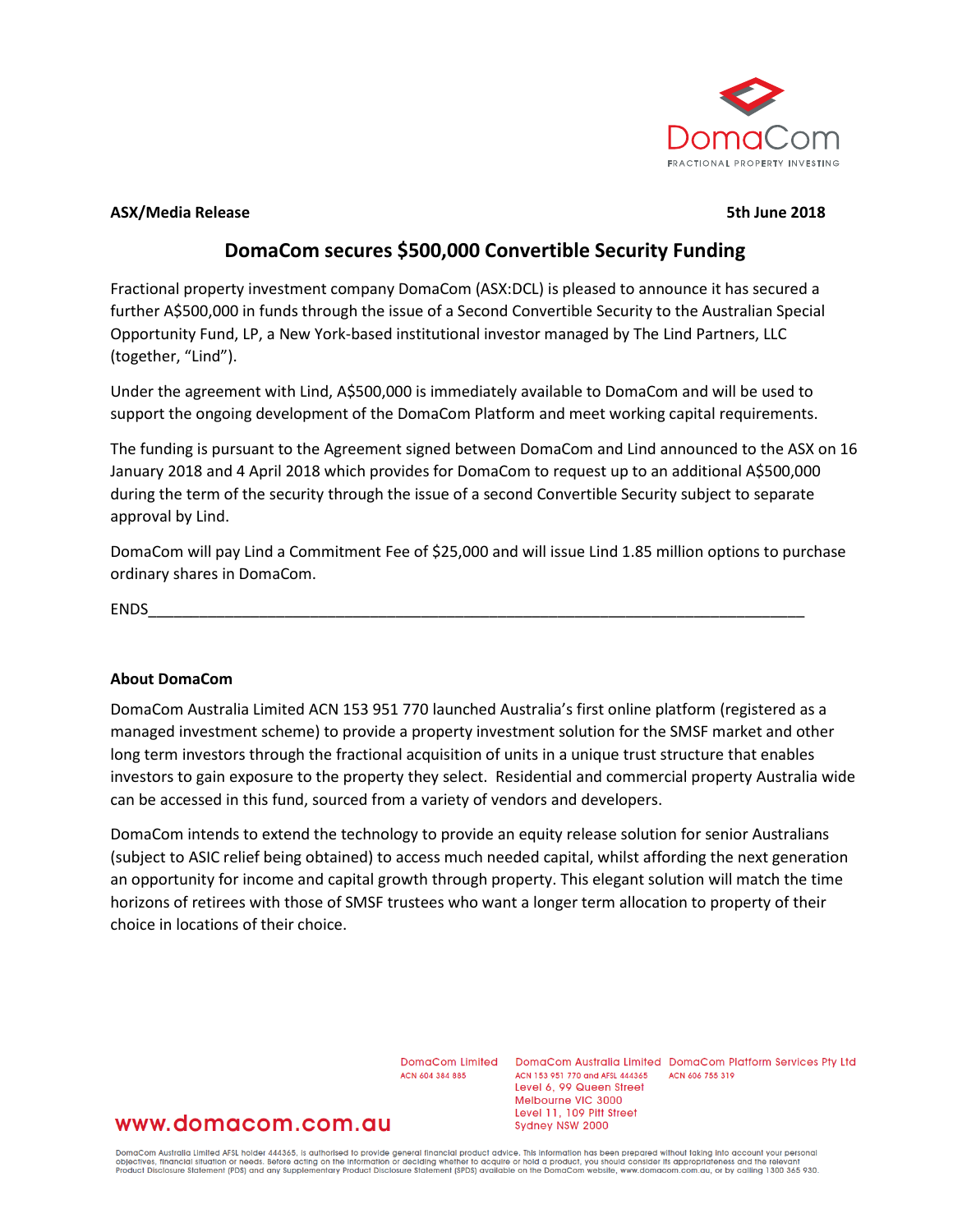**ASX/Media Release** **5th June 2018**

# DomaCom secures $500,000 Convertible Security Funding

Fractional property investment company DomaCom (ASX:DCL) is pleased to announce it has secured a further A$500,000 in funds through the issue of a Second Convertible Security to the Australian Special Opportunity Fund, LP, a New York-based institutional investor managed by The Lind Partners, LLC (together, "Lind").

Under the agreement with Lind, A$500,000 is immediately available to DomaCom and will be used to support the ongoing development of the DomaCom Platform and meet working capital requirements.

The funding is pursuant to the Agreement signed between DomaCom and Lind announced to the ASX on 16 January 2018 and 4 April 2018 which provides for DomaCom to request up to an additional A$500,000 during the term of the security through the issue of a second Convertible Security subject to separate approval by Lind.

DomaCom will pay Lind a Commitment Fee of $25,000 and will issue Lind 1.85 million options to purchase ordinary shares in DomaCom.

ENDS

## About DomaCom

DomaCom Australia Limited ACN 153 951 770 launched Australia's first online platform (registered as a managed investment scheme) to provide a property investment solution for the SMSF market and other long term investors through the fractional acquisition of units in a unique trust structure that enables investors to gain exposure to the property they select. Residential and commercial property Australia wide can be accessed in this fund, sourced from a variety of vendors and developers.

DomaCom intends to extend the technology to provide an equity release solution for senior Australians (subject to ASIC relief being obtained) to access much needed capital, whilst affording the next generation an opportunity for income and capital growth through property. This elegant solution will match the time horizons of retirees with those of SMSF trustees who want a longer term allocation to property of their choice in locations of their choice.

DomaCom Limited
ACN 604 384 885

DomaCom Australia Limited
ACN 153 951 770 and AFSL 444365
Level 6, 99 Queen Street
Melbourne VIC 3000
Level 11, 109 Pitt Street
Sydney NSW 2000

DomaCom Platform Services Pty Ltd
ACN 606 755 319

www.domacom.com.au

DomaCom Australia Limited AFSL holder 444365, is authorised to provide general financial product advice. This information has been prepared without taking into account your personal objectives, financial situation or needs. Before acting on the information or deciding whether to acquire or hold a product, you should consider its appropriateness and the relevant Product Disclosure Statement (PDS) and any Supplementary Product Disclosure Statement (SPDS) available on the DomaCom website, www.domacom.com.au, or by calling 1300 365 930.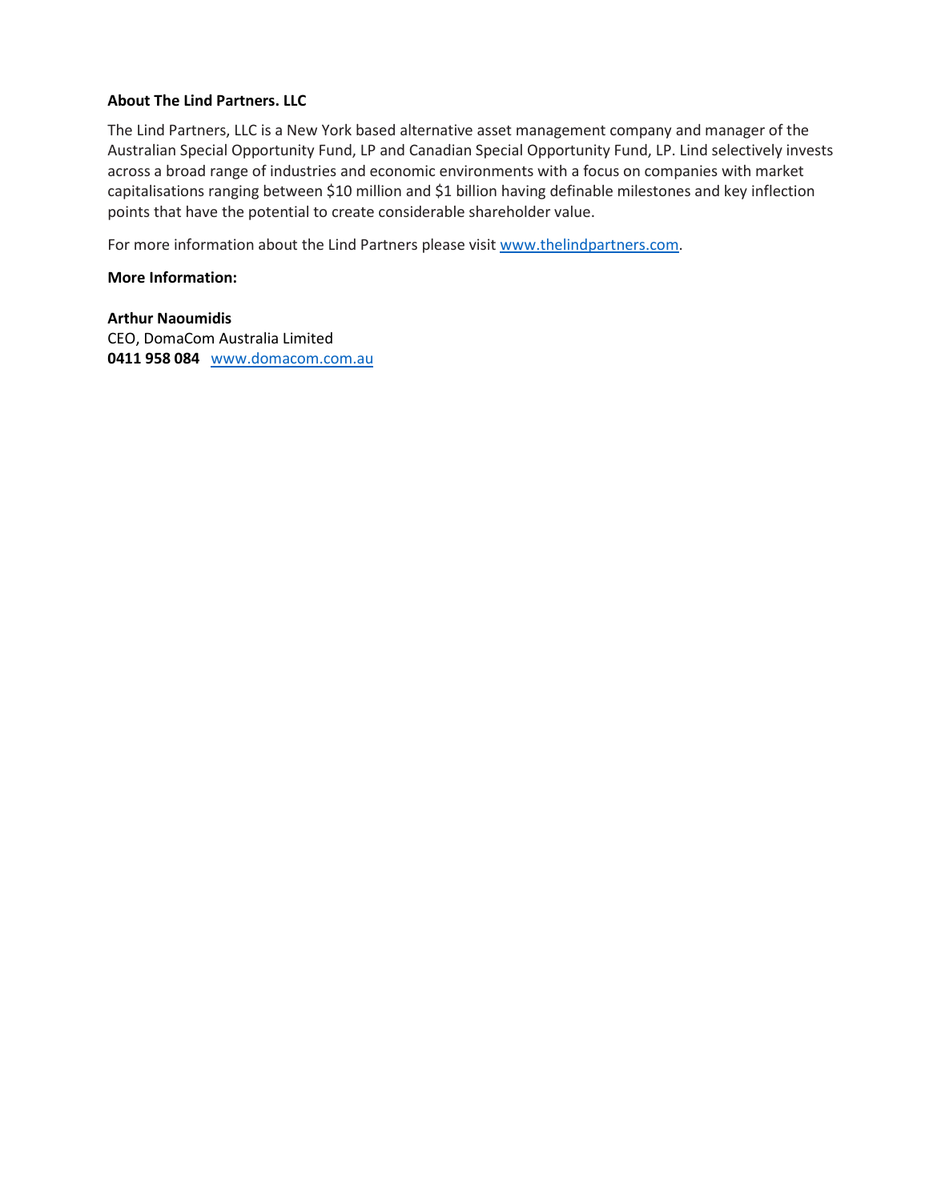**About The Lind Partners. LLC**

The Lind Partners, LLC is a New York based alternative asset management company and manager of the Australian Special Opportunity Fund, LP and Canadian Special Opportunity Fund, LP. Lind selectively invests across a broad range of industries and economic environments with a focus on companies with market capitalisations ranging between $10 million and $1 billion having definable milestones and key inflection points that have the potential to create considerable shareholder value.

For more information about the Lind Partners please visit www.thelindpartners.com.

**More Information:**

**Arthur Naoumidis**
CEO, DomaCom Australia Limited
**0411 958 084** www.domacom.com.au